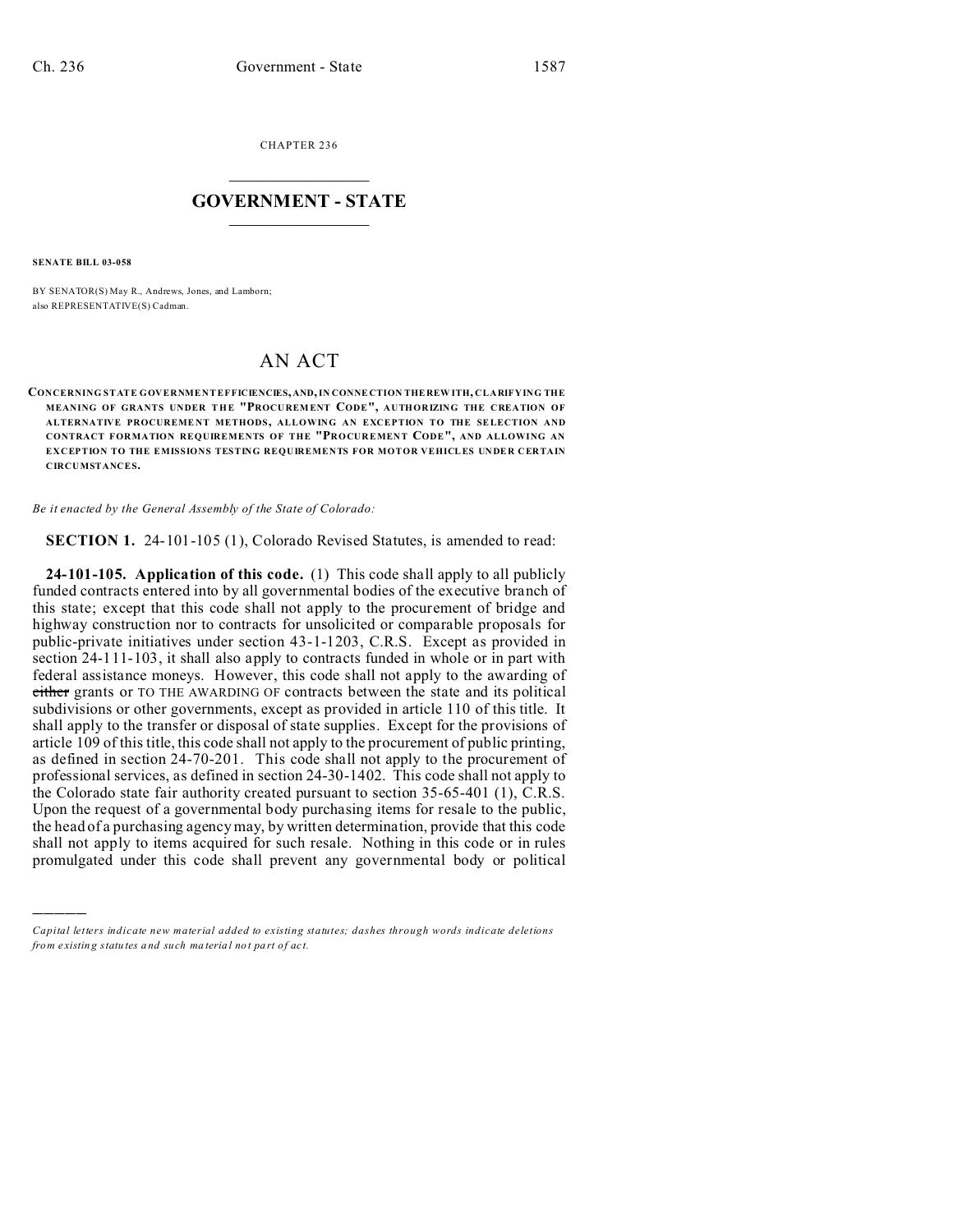CHAPTER 236

# GOVERNMENT - STATE

**SENATE BILL 03-058**

BY SENATOR(S) May R., Andrews, Jones, and Lamborn;
also REPRESENTATIVE(S) Cadman.

# AN ACT

**CONCERNING STATE GOVERNMENT EFFICIENCIES, AND, IN CONNECTION THEREWITH, CLARIFYING THE MEANING OF GRANTS UNDER THE "PROCUREMENT CODE", AUTHORIZING THE CREATION OF ALTERNATIVE PROCUREMENT METHODS, ALLOWING AN EXCEPTION TO THE SELECTION AND CONTRACT FORMATION REQUIREMENTS OF THE "PROCUREMENT CODE", AND ALLOWING AN EXCEPTION TO THE EMISSIONS TESTING REQUIREMENTS FOR MOTOR VEHICLES UNDER CERTAIN CIRCUMSTANCES.**

*Be it enacted by the General Assembly of the State of Colorado:*

**SECTION 1.** 24-101-105 (1), Colorado Revised Statutes, is amended to read:

**24-101-105. Application of this code.** (1) This code shall apply to all publicly funded contracts entered into by all governmental bodies of the executive branch of this state; except that this code shall not apply to the procurement of bridge and highway construction nor to contracts for unsolicited or comparable proposals for public-private initiatives under section 43-1-1203, C.R.S. Except as provided in section 24-111-103, it shall also apply to contracts funded in whole or in part with federal assistance moneys. However, this code shall not apply to the awarding of ~~either~~ grants or TO THE AWARDING OF contracts between the state and its political subdivisions or other governments, except as provided in article 110 of this title. It shall apply to the transfer or disposal of state supplies. Except for the provisions of article 109 of this title, this code shall not apply to the procurement of public printing, as defined in section 24-70-201. This code shall not apply to the procurement of professional services, as defined in section 24-30-1402. This code shall not apply to the Colorado state fair authority created pursuant to section 35-65-401 (1), C.R.S. Upon the request of a governmental body purchasing items for resale to the public, the head of a purchasing agency may, by written determination, provide that this code shall not apply to items acquired for such resale. Nothing in this code or in rules promulgated under this code shall prevent any governmental body or political

---

*Capital letters indicate new material added to existing statutes; dashes through words indicate deletions from existing statutes and such material not part of act.*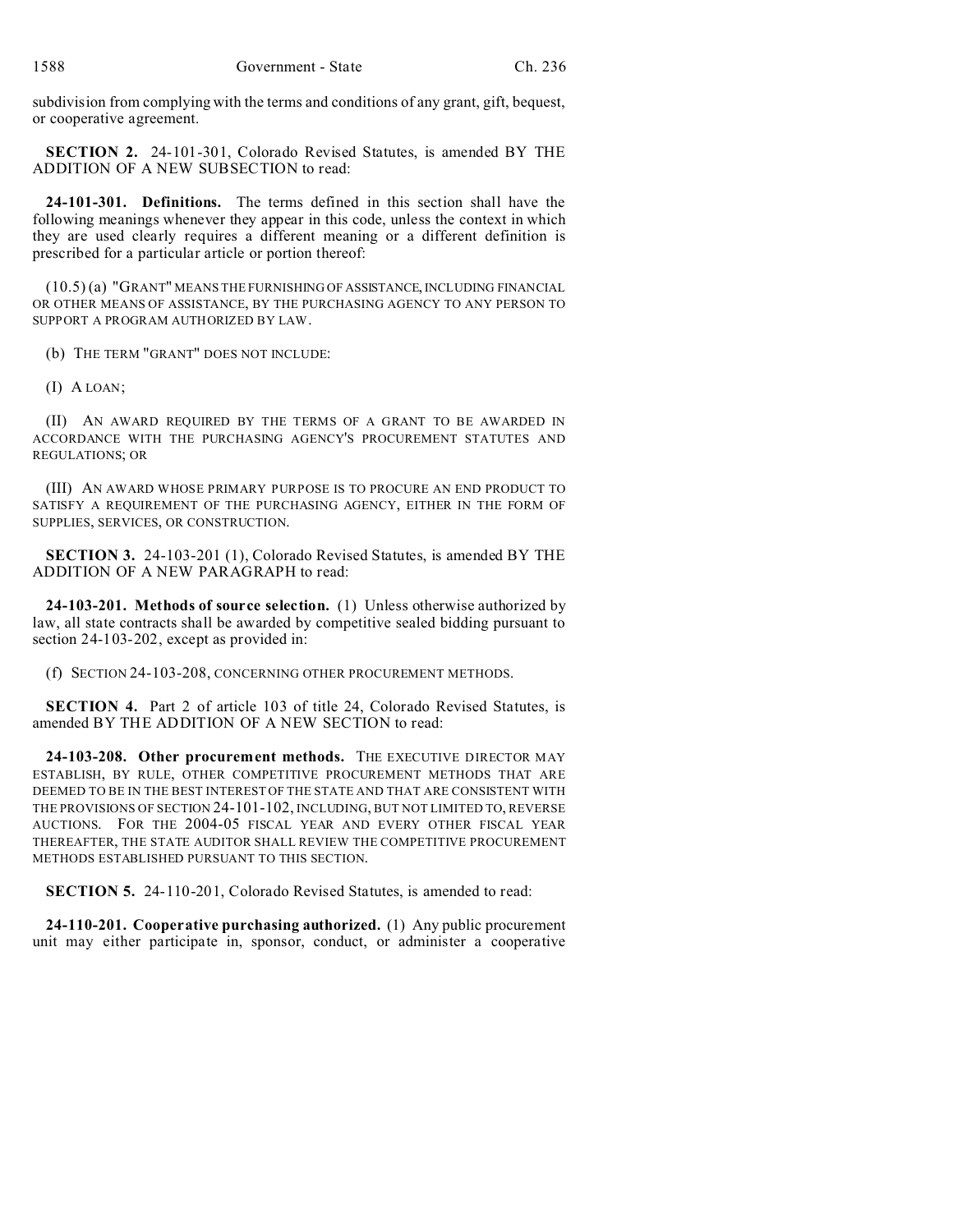subdivision from complying with the terms and conditions of any grant, gift, bequest, or cooperative agreement.

**SECTION 2.** 24-101-301, Colorado Revised Statutes, is amended BY THE ADDITION OF A NEW SUBSECTION to read:

**24-101-301. Definitions.** The terms defined in this section shall have the following meanings whenever they appear in this code, unless the context in which they are used clearly requires a different meaning or a different definition is prescribed for a particular article or portion thereof:

(10.5) (a) "GRANT" MEANS THE FURNISHING OF ASSISTANCE, INCLUDING FINANCIAL OR OTHER MEANS OF ASSISTANCE, BY THE PURCHASING AGENCY TO ANY PERSON TO SUPPORT A PROGRAM AUTHORIZED BY LAW.

(b) THE TERM "GRANT" DOES NOT INCLUDE:

(I) A LOAN;

(II) AN AWARD REQUIRED BY THE TERMS OF A GRANT TO BE AWARDED IN ACCORDANCE WITH THE PURCHASING AGENCY'S PROCUREMENT STATUTES AND REGULATIONS; OR

(III) AN AWARD WHOSE PRIMARY PURPOSE IS TO PROCURE AN END PRODUCT TO SATISFY A REQUIREMENT OF THE PURCHASING AGENCY, EITHER IN THE FORM OF SUPPLIES, SERVICES, OR CONSTRUCTION.

**SECTION 3.** 24-103-201 (1), Colorado Revised Statutes, is amended BY THE ADDITION OF A NEW PARAGRAPH to read:

**24-103-201. Methods of source selection.** (1) Unless otherwise authorized by law, all state contracts shall be awarded by competitive sealed bidding pursuant to section 24-103-202, except as provided in:

(f) SECTION 24-103-208, CONCERNING OTHER PROCUREMENT METHODS.

**SECTION 4.** Part 2 of article 103 of title 24, Colorado Revised Statutes, is amended BY THE ADDITION OF A NEW SECTION to read:

**24-103-208. Other procurement methods.** THE EXECUTIVE DIRECTOR MAY ESTABLISH, BY RULE, OTHER COMPETITIVE PROCUREMENT METHODS THAT ARE DEEMED TO BE IN THE BEST INTEREST OF THE STATE AND THAT ARE CONSISTENT WITH THE PROVISIONS OF SECTION 24-101-102, INCLUDING, BUT NOT LIMITED TO, REVERSE AUCTIONS. FOR THE 2004-05 FISCAL YEAR AND EVERY OTHER FISCAL YEAR THEREAFTER, THE STATE AUDITOR SHALL REVIEW THE COMPETITIVE PROCUREMENT METHODS ESTABLISHED PURSUANT TO THIS SECTION.

**SECTION 5.** 24-110-201, Colorado Revised Statutes, is amended to read:

**24-110-201. Cooperative purchasing authorized.** (1) Any public procurement unit may either participate in, sponsor, conduct, or administer a cooperative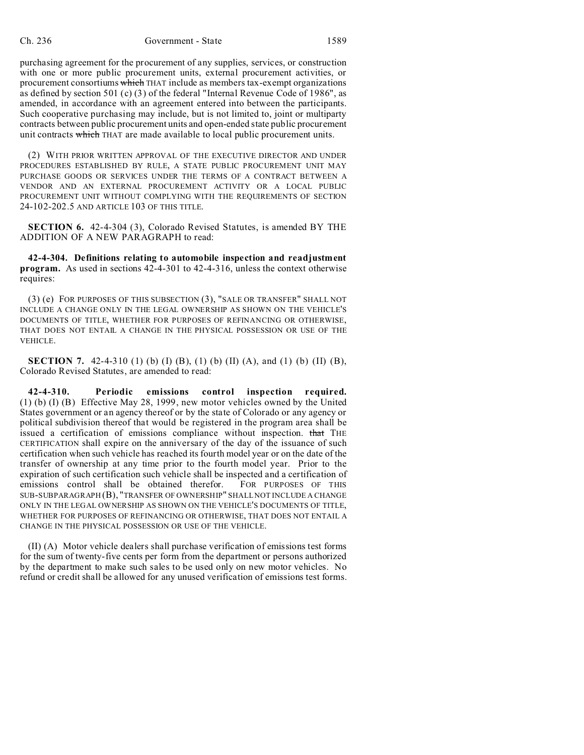purchasing agreement for the procurement of any supplies, services, or construction with one or more public procurement units, external procurement activities, or procurement consortiums ~~which~~ THAT include as members tax-exempt organizations as defined by section 501 (c) (3) of the federal "Internal Revenue Code of 1986", as amended, in accordance with an agreement entered into between the participants. Such cooperative purchasing may include, but is not limited to, joint or multiparty contracts between public procurement units and open-ended state public procurement unit contracts ~~which~~ THAT are made available to local public procurement units.

(2) WITH PRIOR WRITTEN APPROVAL OF THE EXECUTIVE DIRECTOR AND UNDER PROCEDURES ESTABLISHED BY RULE, A STATE PUBLIC PROCUREMENT UNIT MAY PURCHASE GOODS OR SERVICES UNDER THE TERMS OF A CONTRACT BETWEEN A VENDOR AND AN EXTERNAL PROCUREMENT ACTIVITY OR A LOCAL PUBLIC PROCUREMENT UNIT WITHOUT COMPLYING WITH THE REQUIREMENTS OF SECTION 24-102-202.5 AND ARTICLE 103 OF THIS TITLE.

**SECTION 6.** 42-4-304 (3), Colorado Revised Statutes, is amended BY THE ADDITION OF A NEW PARAGRAPH to read:

**42-4-304. Definitions relating to automobile inspection and readjustment program.** As used in sections 42-4-301 to 42-4-316, unless the context otherwise requires:

(3) (e) FOR PURPOSES OF THIS SUBSECTION (3), "SALE OR TRANSFER" SHALL NOT INCLUDE A CHANGE ONLY IN THE LEGAL OWNERSHIP AS SHOWN ON THE VEHICLE'S DOCUMENTS OF TITLE, WHETHER FOR PURPOSES OF REFINANCING OR OTHERWISE, THAT DOES NOT ENTAIL A CHANGE IN THE PHYSICAL POSSESSION OR USE OF THE VEHICLE.

**SECTION 7.** 42-4-310 (1) (b) (I) (B), (1) (b) (II) (A), and (1) (b) (II) (B), Colorado Revised Statutes, are amended to read:

**42-4-310. Periodic emissions control inspection required.** (1) (b) (I) (B) Effective May 28, 1999, new motor vehicles owned by the United States government or an agency thereof or by the state of Colorado or any agency or political subdivision thereof that would be registered in the program area shall be issued a certification of emissions compliance without inspection. ~~that~~ THE CERTIFICATION shall expire on the anniversary of the day of the issuance of such certification when such vehicle has reached its fourth model year or on the date of the transfer of ownership at any time prior to the fourth model year. Prior to the expiration of such certification such vehicle shall be inspected and a certification of emissions control shall be obtained therefor. FOR PURPOSES OF THIS SUB-SUBPARAGRAPH (B), "TRANSFER OF OWNERSHIP" SHALL NOT INCLUDE A CHANGE ONLY IN THE LEGAL OWNERSHIP AS SHOWN ON THE VEHICLE'S DOCUMENTS OF TITLE, WHETHER FOR PURPOSES OF REFINANCING OR OTHERWISE, THAT DOES NOT ENTAIL A CHANGE IN THE PHYSICAL POSSESSION OR USE OF THE VEHICLE.

(II) (A) Motor vehicle dealers shall purchase verification of emissions test forms for the sum of twenty-five cents per form from the department or persons authorized by the department to make such sales to be used only on new motor vehicles. No refund or credit shall be allowed for any unused verification of emissions test forms.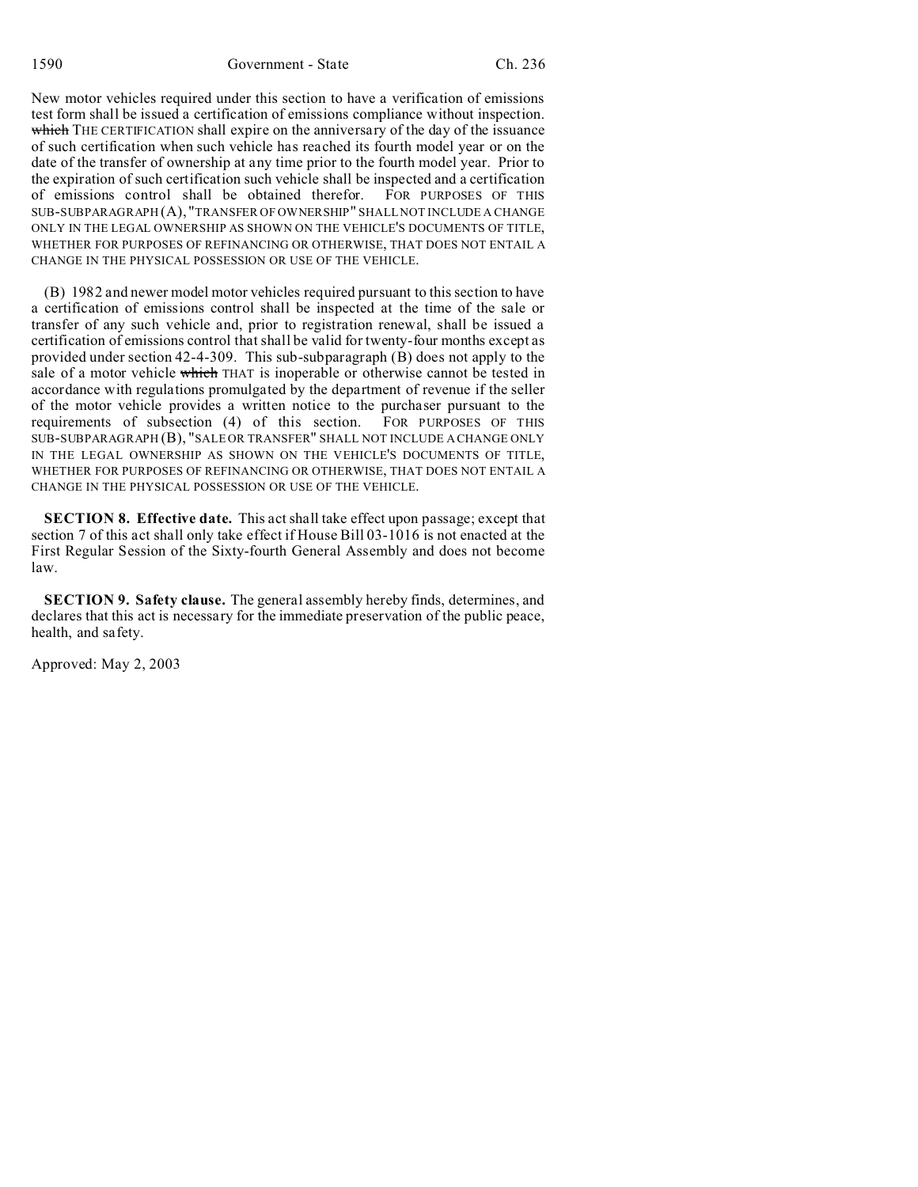New motor vehicles required under this section to have a verification of emissions test form shall be issued a certification of emissions compliance without inspection. ~~which~~ THE CERTIFICATION shall expire on the anniversary of the day of the issuance of such certification when such vehicle has reached its fourth model year or on the date of the transfer of ownership at any time prior to the fourth model year. Prior to the expiration of such certification such vehicle shall be inspected and a certification of emissions control shall be obtained therefor. FOR PURPOSES OF THIS SUB-SUBPARAGRAPH (A), "TRANSFER OF OWNERSHIP" SHALL NOT INCLUDE A CHANGE ONLY IN THE LEGAL OWNERSHIP AS SHOWN ON THE VEHICLE'S DOCUMENTS OF TITLE, WHETHER FOR PURPOSES OF REFINANCING OR OTHERWISE, THAT DOES NOT ENTAIL A CHANGE IN THE PHYSICAL POSSESSION OR USE OF THE VEHICLE.

(B) 1982 and newer model motor vehicles required pursuant to this section to have a certification of emissions control shall be inspected at the time of the sale or transfer of any such vehicle and, prior to registration renewal, shall be issued a certification of emissions control that shall be valid for twenty-four months except as provided under section 42-4-309. This sub-subparagraph (B) does not apply to the sale of a motor vehicle ~~which~~ THAT is inoperable or otherwise cannot be tested in accordance with regulations promulgated by the department of revenue if the seller of the motor vehicle provides a written notice to the purchaser pursuant to the requirements of subsection (4) of this section. FOR PURPOSES OF THIS SUB-SUBPARAGRAPH (B), "SALE OR TRANSFER" SHALL NOT INCLUDE A CHANGE ONLY IN THE LEGAL OWNERSHIP AS SHOWN ON THE VEHICLE'S DOCUMENTS OF TITLE, WHETHER FOR PURPOSES OF REFINANCING OR OTHERWISE, THAT DOES NOT ENTAIL A CHANGE IN THE PHYSICAL POSSESSION OR USE OF THE VEHICLE.

**SECTION 8. Effective date.** This act shall take effect upon passage; except that section 7 of this act shall only take effect if House Bill 03-1016 is not enacted at the First Regular Session of the Sixty-fourth General Assembly and does not become law.

**SECTION 9. Safety clause.** The general assembly hereby finds, determines, and declares that this act is necessary for the immediate preservation of the public peace, health, and safety.

Approved: May 2, 2003